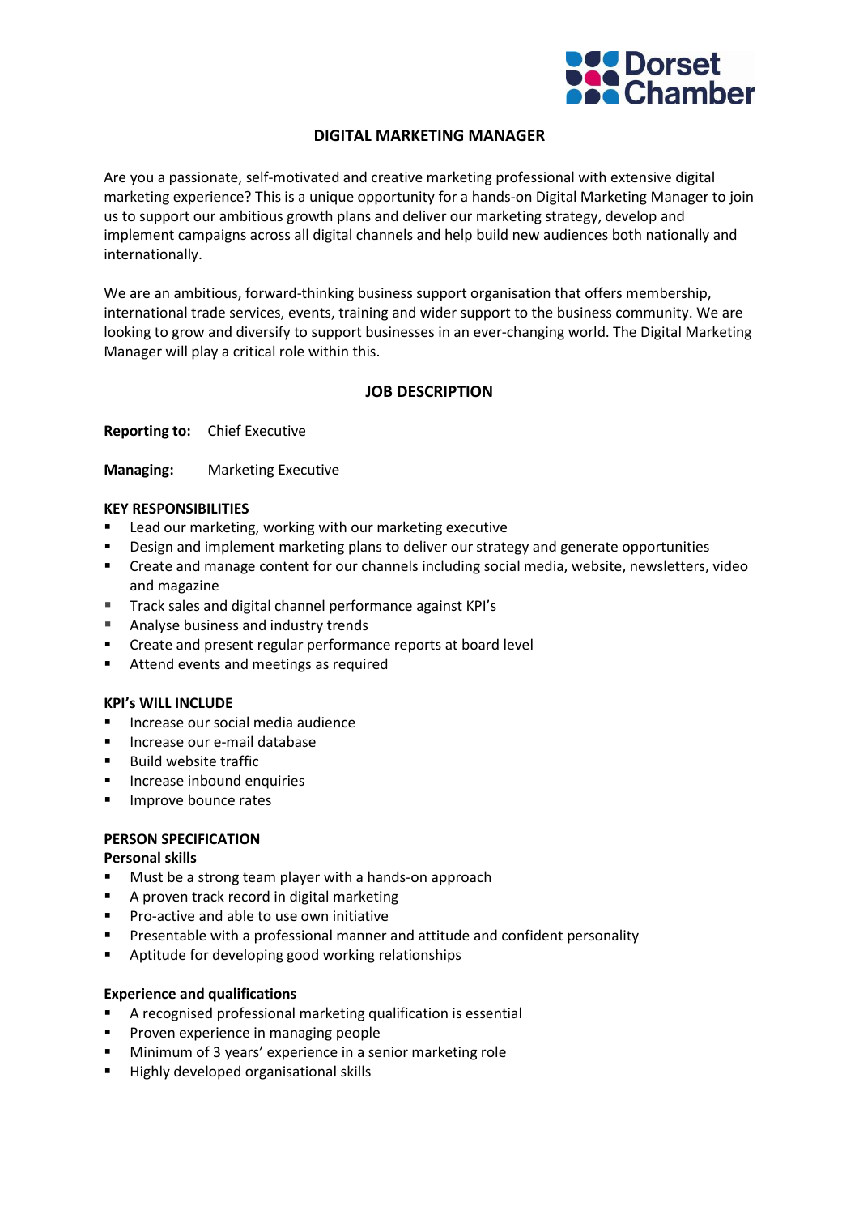# DIGITAL MARKETING MANAGER

Are you a passionate, self-motivated and creative marketing professional with extensive digital marketing experience? This is a unique opportunity for a hands-on Digital Marketing Manager to join us to support our ambitious growth plans and deliver our marketing strategy, develop and implement campaigns across all digital channels and help build new audiences both nationally and internationally.

We are an ambitious, forward-thinking business support organisation that offers membership, international trade services, events, training and wider support to the business community. We are looking to grow and diversify to support businesses in an ever-changing world. The Digital Marketing Manager will play a critical role within this.

## JOB DESCRIPTION

**Reporting to:** Chief Executive

**Managing:** Marketing Executive

### KEY RESPONSIBILITIES

- Lead our marketing, working with our marketing executive
- Design and implement marketing plans to deliver our strategy and generate opportunities
- Create and manage content for our channels including social media, website, newsletters, video and magazine
- Track sales and digital channel performance against KPI's
- Analyse business and industry trends
- Create and present regular performance reports at board level
- Attend events and meetings as required

### KPI's WILL INCLUDE

- Increase our social media audience
- Increase our e-mail database
- Build website traffic
- Increase inbound enquiries
- Improve bounce rates

### PERSON SPECIFICATION

**Personal skills**

- Must be a strong team player with a hands-on approach
- A proven track record in digital marketing
- Pro-active and able to use own initiative
- Presentable with a professional manner and attitude and confident personality
- Aptitude for developing good working relationships

**Experience and qualifications**

- A recognised professional marketing qualification is essential
- Proven experience in managing people
- Minimum of 3 years' experience in a senior marketing role
- Highly developed organisational skills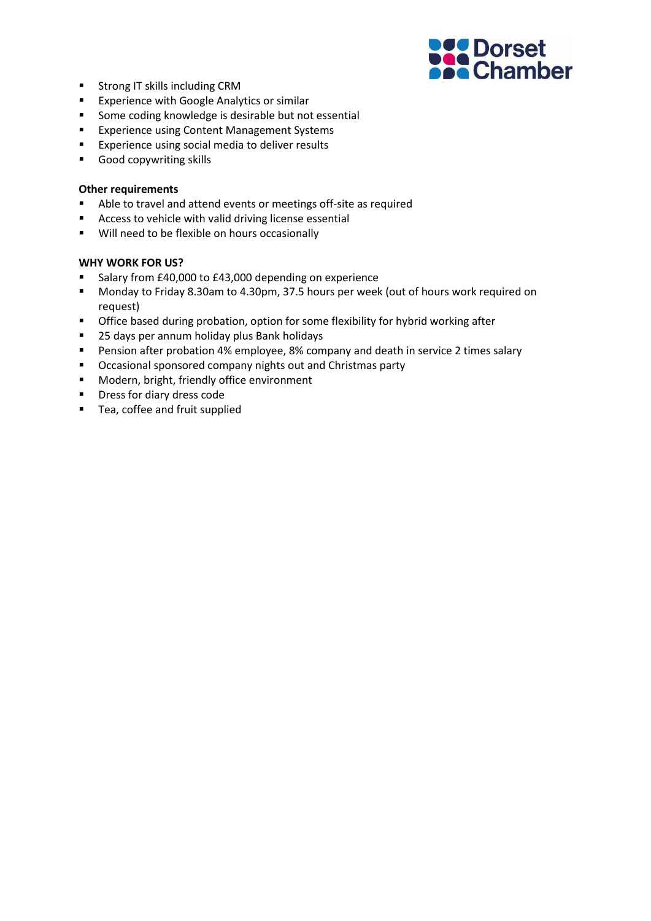- Strong IT skills including CRM
- Experience with Google Analytics or similar
- Some coding knowledge is desirable but not essential
- Experience using Content Management Systems
- Experience using social media to deliver results
- Good copywriting skills

**Other requirements**

- Able to travel and attend events or meetings off-site as required
- Access to vehicle with valid driving license essential
- Will need to be flexible on hours occasionally

**WHY WORK FOR US?**

- Salary from £40,000 to £43,000 depending on experience
- Monday to Friday 8.30am to 4.30pm, 37.5 hours per week (out of hours work required on request)
- Office based during probation, option for some flexibility for hybrid working after
- 25 days per annum holiday plus Bank holidays
- Pension after probation 4% employee, 8% company and death in service 2 times salary
- Occasional sponsored company nights out and Christmas party
- Modern, bright, friendly office environment
- Dress for diary dress code
- Tea, coffee and fruit supplied